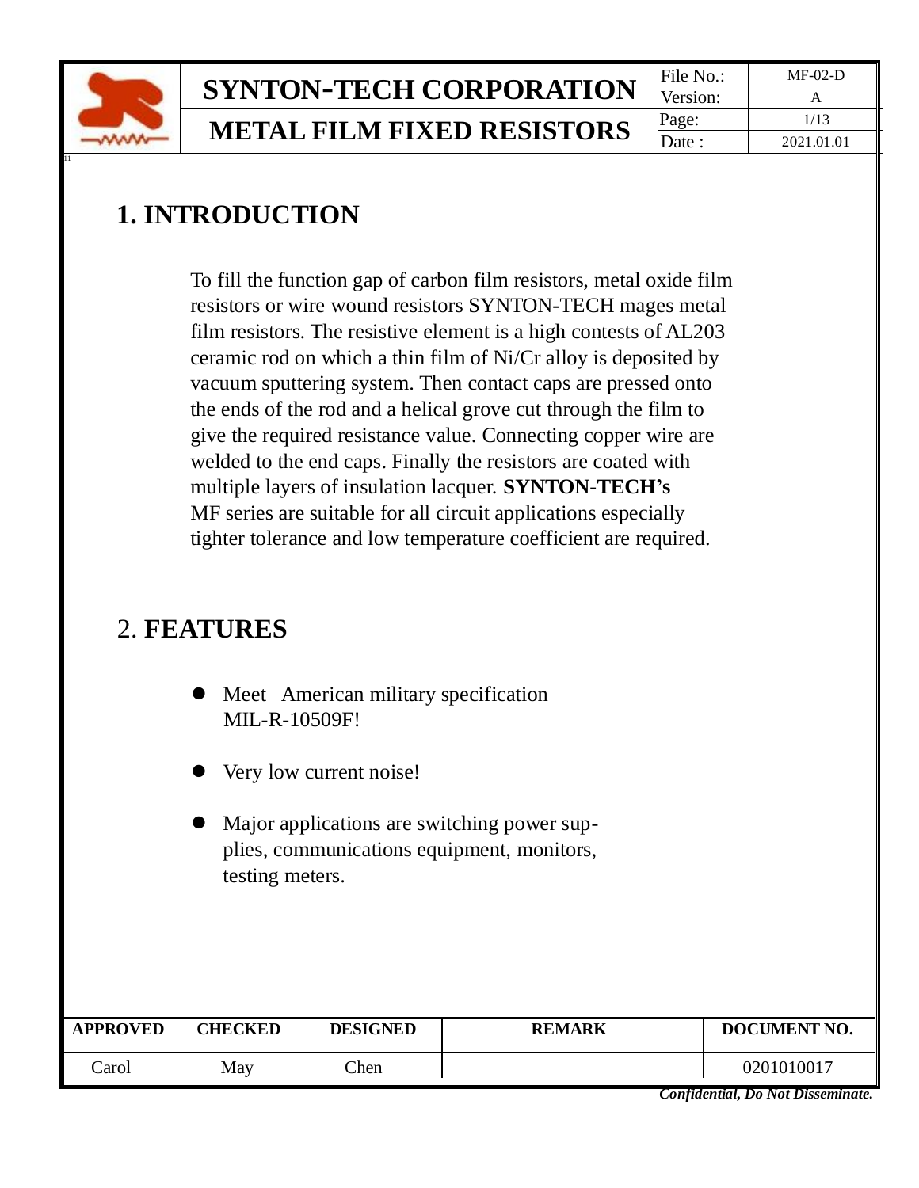# SYNTON-TECH CORPORATION

## METAL FILM FIXED RESISTORS

| File No.: | MF-02-D |
|---|---|
| Version: | A |
| Page: | 1/13 |
| Date : | 2021.01.01 |

## 1. INTRODUCTION

To fill the function gap of carbon film resistors, metal oxide film resistors or wire wound resistors SYNTON-TECH mages metal film resistors. The resistive element is a high contests of AL203 ceramic rod on which a thin film of Ni/Cr alloy is deposited by vacuum sputtering system. Then contact caps are pressed onto the ends of the rod and a helical grove cut through the film to give the required resistance value. Connecting copper wire are welded to the end caps. Finally the resistors are coated with multiple layers of insulation lacquer. **SYNTON-TECH's** MF series are suitable for all circuit applications especially tighter tolerance and low temperature coefficient are required.

## 2. FEATURES

- Meet American military specification MIL-R-10509F!
- Very low current noise!
- Major applications are switching power supplies, communications equipment, monitors, testing meters.

| APPROVED | CHECKED | DESIGNED | REMARK | DOCUMENT NO. |
|---|---|---|---|---|
| Carol | May | Chen | | 0201010017 |

***Confidential, Do Not Disseminate.***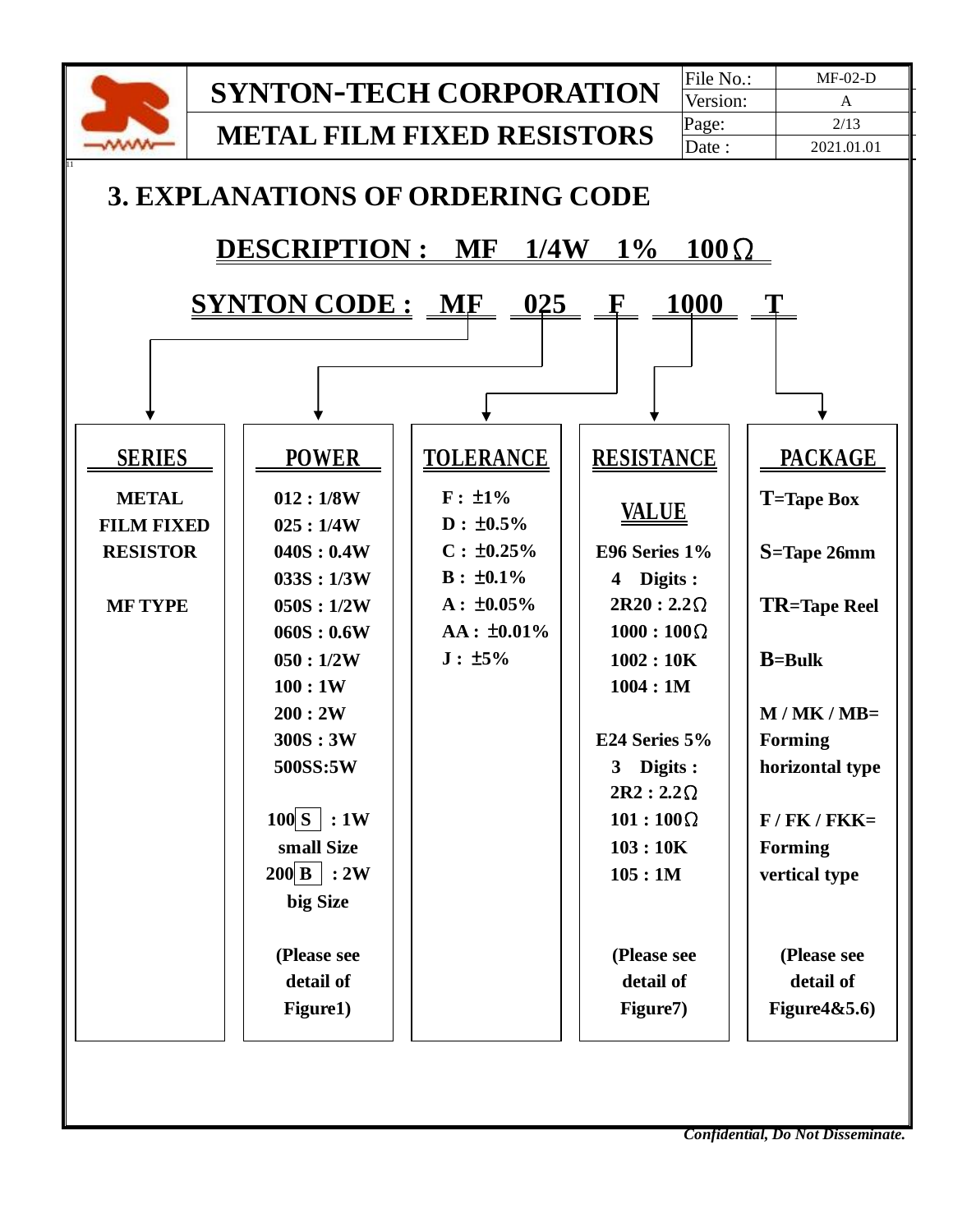## 3. EXPLANATIONS OF ORDERING CODE

**DESCRIPTION : MF 1/4W 1% 100Ω**

**SYNTON CODE : MF 025 F 1000 T**

| SERIES | POWER | TOLERANCE | RESISTANCE | PACKAGE |
|---|---|---|---|---|
| METAL FILM FIXED RESISTOR<br><br>MF TYPE | 012 : 1/8W<br>025 : 1/4W<br>040S : 0.4W<br>033S : 1/3W<br>050S : 1/2W<br>060S : 0.6W<br>050 : 1/2W<br>100 : 1W<br>200 : 2W<br>300S : 3W<br>500SS:5W<br><br>100 S : 1W small Size<br>200 B : 2W big Size<br><br>(Please see detail of Figure1) | F : ±1%<br>D : ±0.5%<br>C : ±0.25%<br>B : ±0.1%<br>A : ±0.05%<br>AA : ±0.01%<br>J : ±5% | VALUE<br><br>E96 Series 1%<br>4 Digits :<br>2R20 : 2.2Ω<br>1000 : 100Ω<br>1002 : 10K<br>1004 : 1M<br><br>E24 Series 5%<br>3 Digits :<br>2R2 : 2.2Ω<br>101 : 100Ω<br>103 : 10K<br>105 : 1M<br><br>(Please see detail of Figure7) | T=Tape Box<br><br>S=Tape 26mm<br><br>TR=Tape Reel<br><br>B=Bulk<br><br>M / MK / MB= Forming horizontal type<br><br>F / FK / FKK= Forming vertical type<br><br>(Please see detail of Figure4&5.6) |

*Confidential, Do Not Disseminate.*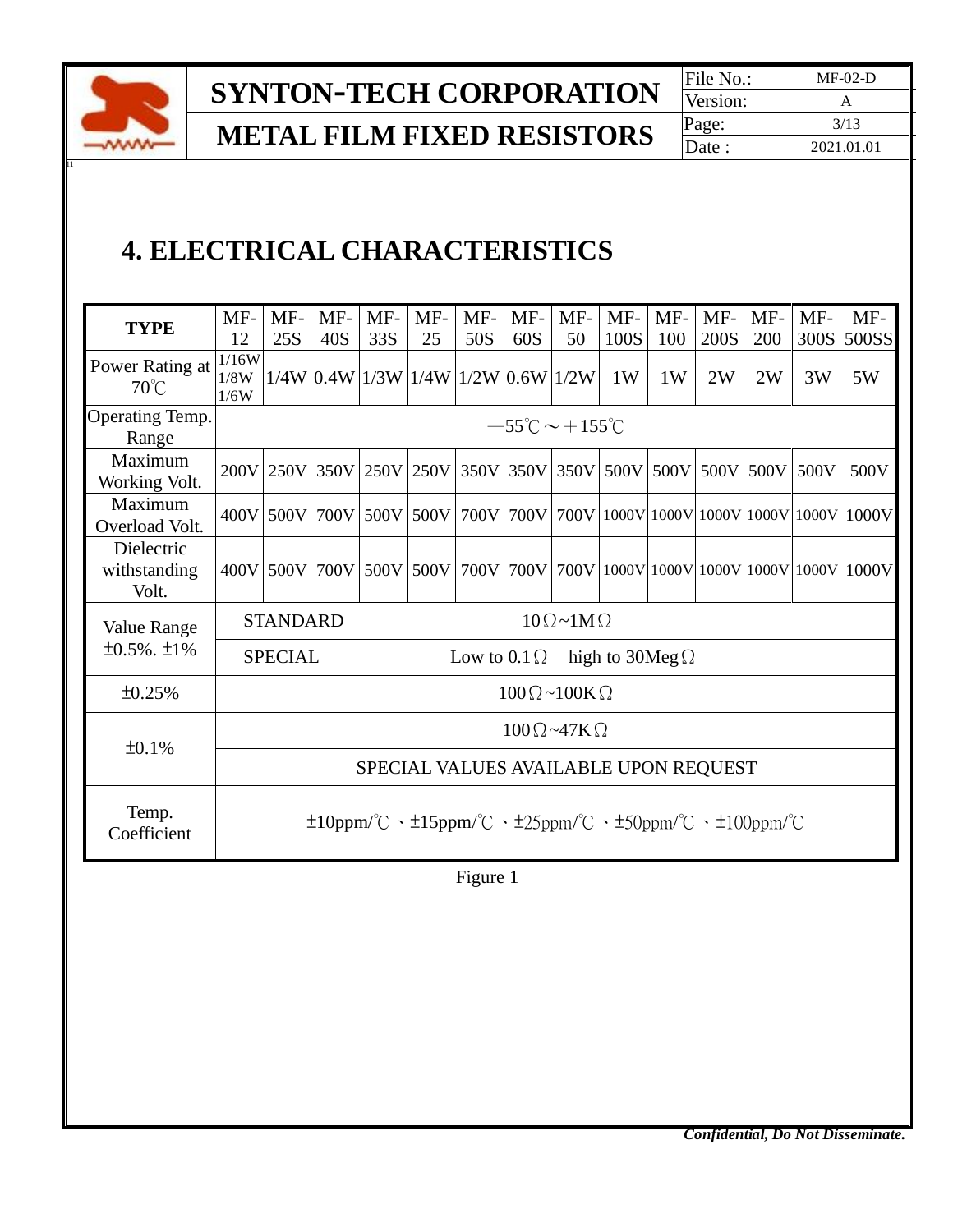# 4. ELECTRICAL CHARACTERISTICS

| TYPE | MF-12 | MF-25S | MF-40S | MF-33S | MF-25 | MF-50S | MF-60S | MF-50 | MF-100S | MF-100 | MF-200S | MF-200 | MF-300S | MF-500SS |
|---|---|---|---|---|---|---|---|---|---|---|---|---|---|---|
| Power Rating at 70℃ | 1/16W 1/8W 1/6W | 1/4W | 0.4W | 1/3W | 1/4W | 1/2W | 0.6W | 1/2W | 1W | 1W | 2W | 2W | 3W | 5W |
| Operating Temp. Range | −55℃～＋155℃ | | | | | | | | | | | | | |
| Maximum Working Volt. | 200V | 250V | 350V | 250V | 250V | 350V | 350V | 350V | 500V | 500V | 500V | 500V | 500V | 500V |
| Maximum Overload Volt. | 400V | 500V | 700V | 500V | 500V | 700V | 700V | 700V | 1000V | 1000V | 1000V | 1000V | 1000V | 1000V |
| Dielectric withstanding Volt. | 400V | 500V | 700V | 500V | 500V | 700V | 700V | 700V | 1000V | 1000V | 1000V | 1000V | 1000V | 1000V |
| Value Range ±0.5%. ±1% | STANDARD 10Ω~1MΩ | | | | | | | | | | | | | |
| | SPECIAL Low to 0.1Ω high to 30MegΩ | | | | | | | | | | | | | |
| ±0.25% | 100Ω~100KΩ | | | | | | | | | | | | | |
| ±0.1% | 100Ω~47KΩ | | | | | | | | | | | | | |
| | SPECIAL VALUES AVAILABLE UPON REQUEST | | | | | | | | | | | | | |
| Temp. Coefficient | ±10ppm/℃、±15ppm/℃、±25ppm/℃、±50ppm/℃、±100ppm/℃ | | | | | | | | | | | | | |

Figure 1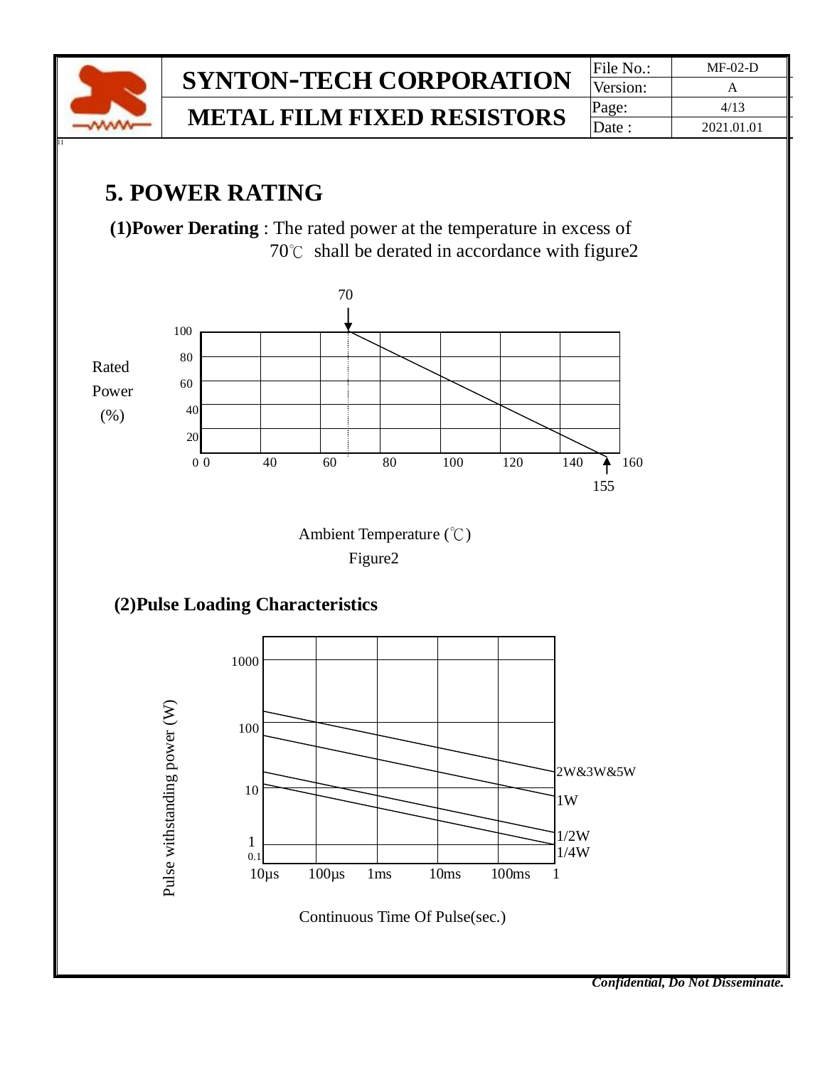# 5. POWER RATING

**(1)Power Derating** : The rated power at the temperature in excess of 70℃ shall be derated in accordance with figure2

Figure2

**(2)Pulse Loading Characteristics**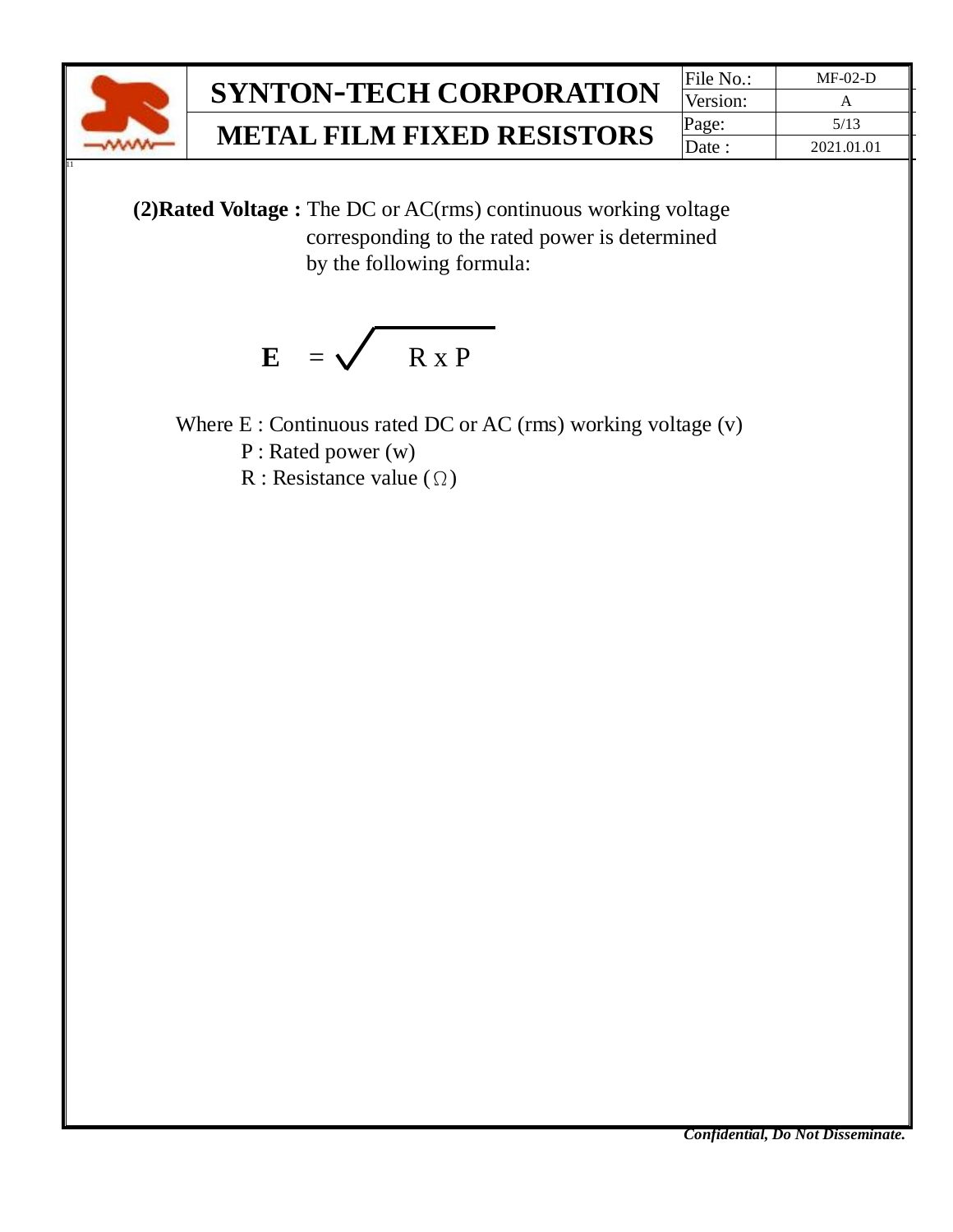**(2)Rated Voltage :** The DC or AC(rms) continuous working voltage corresponding to the rated power is determined by the following formula:

$$\mathbf{E} = \sqrt{R \times P}$$

Where E : Continuous rated DC or AC (rms) working voltage (v)

P : Rated power (w)

R : Resistance value (Ω)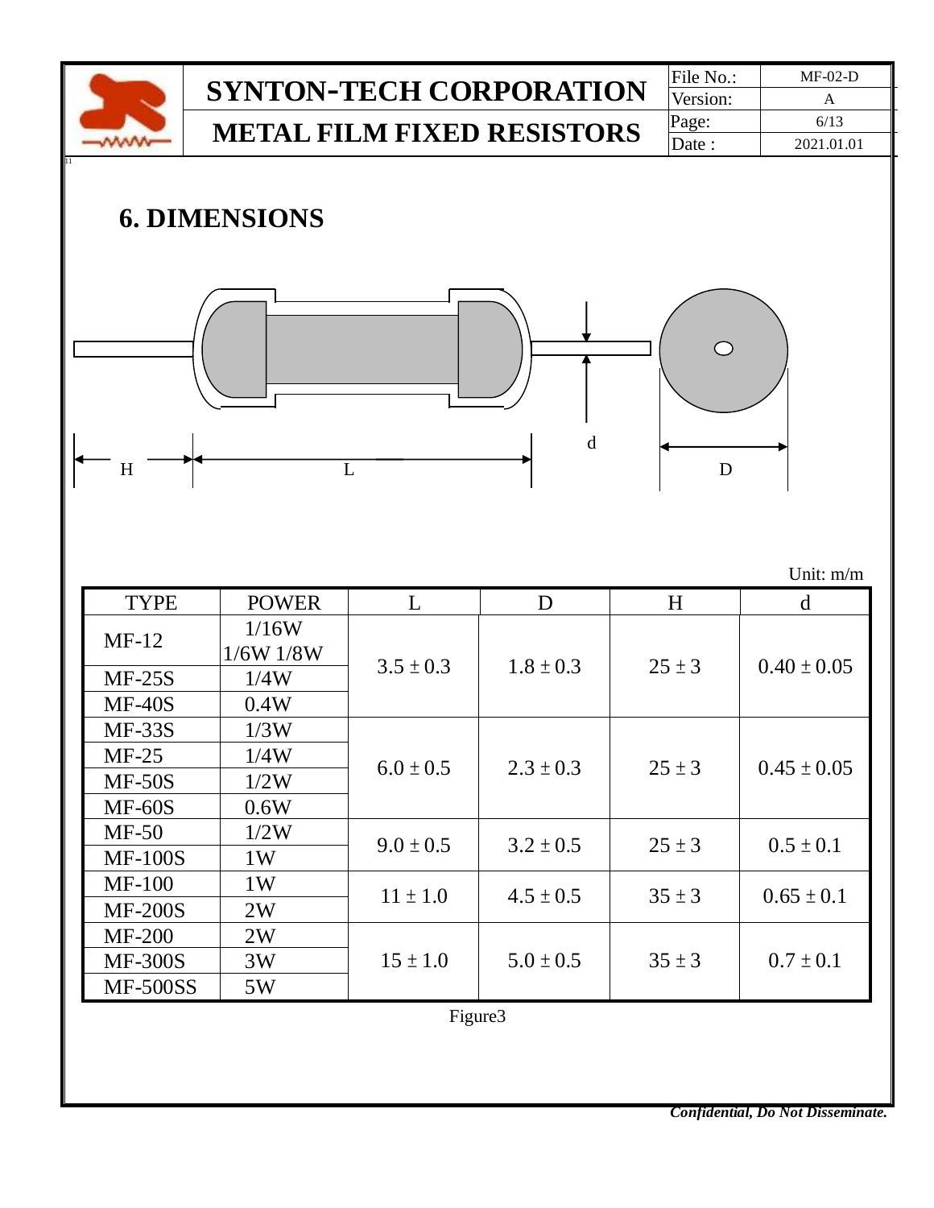## 6. DIMENSIONS

Unit: m/m

| TYPE | POWER | L | D | H | d |
|---|---|---|---|---|---|
| MF-12 | 1/16W 1/6W 1/8W | 3.5 ± 0.3 | 1.8 ± 0.3 | 25 ± 3 | 0.40 ± 0.05 |
| MF-25S | 1/4W | | | | |
| MF-40S | 0.4W | | | | |
| MF-33S | 1/3W | 6.0 ± 0.5 | 2.3 ± 0.3 | 25 ± 3 | 0.45 ± 0.05 |
| MF-25 | 1/4W | | | | |
| MF-50S | 1/2W | | | | |
| MF-60S | 0.6W | | | | |
| MF-50 | 1/2W | 9.0 ± 0.5 | 3.2 ± 0.5 | 25 ± 3 | 0.5 ± 0.1 |
| MF-100S | 1W | | | | |
| MF-100 | 1W | 11 ± 1.0 | 4.5 ± 0.5 | 35 ± 3 | 0.65 ± 0.1 |
| MF-200S | 2W | | | | |
| MF-200 | 2W | 15 ± 1.0 | 5.0 ± 0.5 | 35 ± 3 | 0.7 ± 0.1 |
| MF-300S | 3W | | | | |
| MF-500SS | 5W | | | | |

Figure3

***Confidential, Do Not Disseminate.***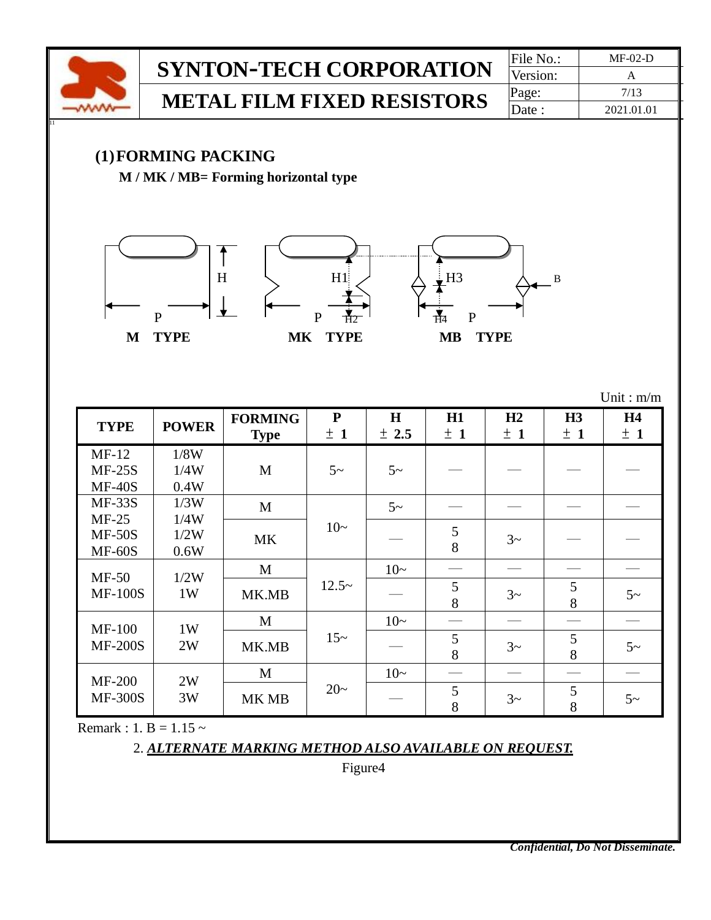## (1) FORMING PACKING

**M / MK / MB= Forming horizontal type**

**M TYPE** **MK TYPE** **MB TYPE**

Unit : m/m

| TYPE | POWER | FORMING Type | P ± 1 | H ± 2.5 | H1 ± 1 | H2 ± 1 | H3 ± 1 | H4 ± 1 |
|---|---|---|---|---|---|---|---|---|
| MF-12<br>MF-25S<br>MF-40S | 1/8W<br>1/4W<br>0.4W | M | 5~ | 5~ | — | — | — | — |
| MF-33S<br>MF-25<br>MF-50S<br>MF-60S | 1/3W<br>1/4W<br>1/2W<br>0.6W | M | 10~ | 5~ | — | — | — | — |
| | | MK | | — | 5<br>8 | 3~ | — | — |
| MF-50<br>MF-100S | 1/2W<br>1W | M | 12.5~ | 10~ | — | — | — | — |
| | | MK.MB | | — | 5<br>8 | 3~ | 5<br>8 | 5~ |
| MF-100<br>MF-200S | 1W<br>2W | M | 15~ | 10~ | — | — | — | — |
| | | MK.MB | | — | 5<br>8 | 3~ | 5<br>8 | 5~ |
| MF-200<br>MF-300S | 2W<br>3W | M | 20~ | 10~ | — | — | — | — |
| | | MK MB | | — | 5<br>8 | 3~ | 5<br>8 | 5~ |

Remark : 1. B = 1.15 ~

2. ***ALTERNATE MARKING METHOD ALSO AVAILABLE ON REQUEST.***

Figure4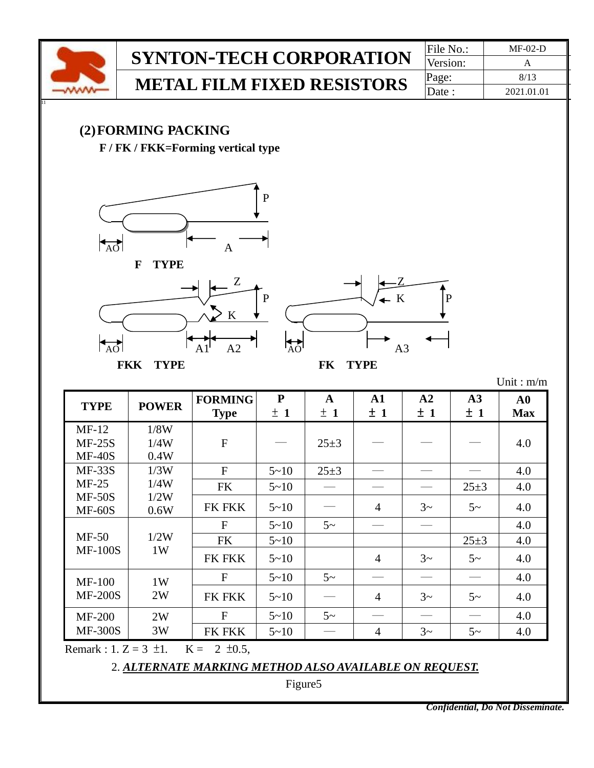## (2) FORMING PACKING

**F / FK / FKK=Forming vertical type**

**F TYPE**

**FKK TYPE**

**FK TYPE**

Unit : m/m

| TYPE | POWER | FORMING Type | P ± 1 | A ± 1 | A1 ± 1 | A2 ± 1 | A3 ± 1 | A0 Max |
|---|---|---|---|---|---|---|---|---|
| MF-12<br>MF-25S<br>MF-40S | 1/8W<br>1/4W<br>0.4W | F | — | 25±3 | — | — | — | 4.0 |
| MF-33S<br>MF-25<br>MF-50S<br>MF-60S | 1/3W<br>1/4W<br>1/2W<br>0.6W | F | 5~10 | 25±3 | — | — | — | 4.0 |
| | | FK | 5~10 | — | — | — | 25±3 | 4.0 |
| | | FK FKK | 5~10 | — | 4 | 3~ | 5~ | 4.0 |
| MF-50<br>MF-100S | 1/2W<br>1W | F | 5~10 | 5~ | — | — | | 4.0 |
| | | FK | 5~10 | | | | 25±3 | 4.0 |
| | | FK FKK | 5~10 | | 4 | 3~ | 5~ | 4.0 |
| MF-100<br>MF-200S | 1W<br>2W | F | 5~10 | 5~ | — | — | — | 4.0 |
| | | FK FKK | 5~10 | — | 4 | 3~ | 5~ | 4.0 |
| MF-200<br>MF-300S | 2W<br>3W | F | 5~10 | 5~ | — | — | — | 4.0 |
| | | FK FKK | 5~10 | — | 4 | 3~ | 5~ | 4.0 |

Remark : 1. Z = 3 ±1. K = 2 ±0.5,

2. ***ALTERNATE MARKING METHOD ALSO AVAILABLE ON REQUEST.***

Figure5

***Confidential, Do Not Disseminate.***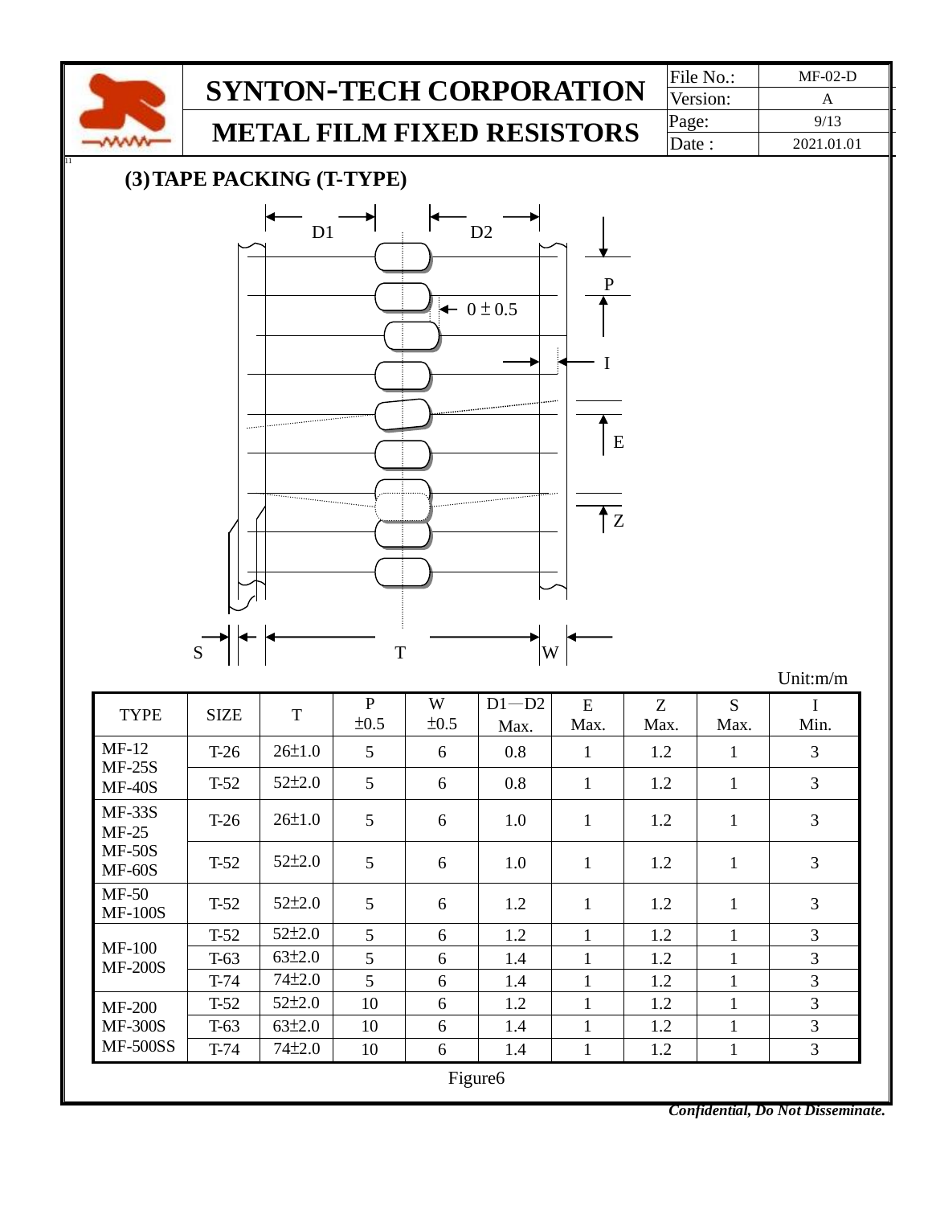### (3) TAPE PACKING (T-TYPE)

Unit:m/m

| TYPE | SIZE | T | P ±0.5 | W ±0.5 | D1—D2 Max. | E Max. | Z Max. | S Max. | I Min. |
|---|---|---|---|---|---|---|---|---|---|
| MF-12 MF-25S MF-40S | T-26 | 26±1.0 | 5 | 6 | 0.8 | 1 | 1.2 | 1 | 3 |
| | T-52 | 52±2.0 | 5 | 6 | 0.8 | 1 | 1.2 | 1 | 3 |
| MF-33S MF-25 MF-50S MF-60S | T-26 | 26±1.0 | 5 | 6 | 1.0 | 1 | 1.2 | 1 | 3 |
| | T-52 | 52±2.0 | 5 | 6 | 1.0 | 1 | 1.2 | 1 | 3 |
| MF-50 MF-100S | T-52 | 52±2.0 | 5 | 6 | 1.2 | 1 | 1.2 | 1 | 3 |
| MF-100 MF-200S | T-52 | 52±2.0 | 5 | 6 | 1.2 | 1 | 1.2 | 1 | 3 |
| | T-63 | 63±2.0 | 5 | 6 | 1.4 | 1 | 1.2 | 1 | 3 |
| | T-74 | 74±2.0 | 5 | 6 | 1.4 | 1 | 1.2 | 1 | 3 |
| MF-200 MF-300S MF-500SS | T-52 | 52±2.0 | 10 | 6 | 1.2 | 1 | 1.2 | 1 | 3 |
| | T-63 | 63±2.0 | 10 | 6 | 1.4 | 1 | 1.2 | 1 | 3 |
| | T-74 | 74±2.0 | 10 | 6 | 1.4 | 1 | 1.2 | 1 | 3 |

Figure6

*Confidential, Do Not Disseminate.*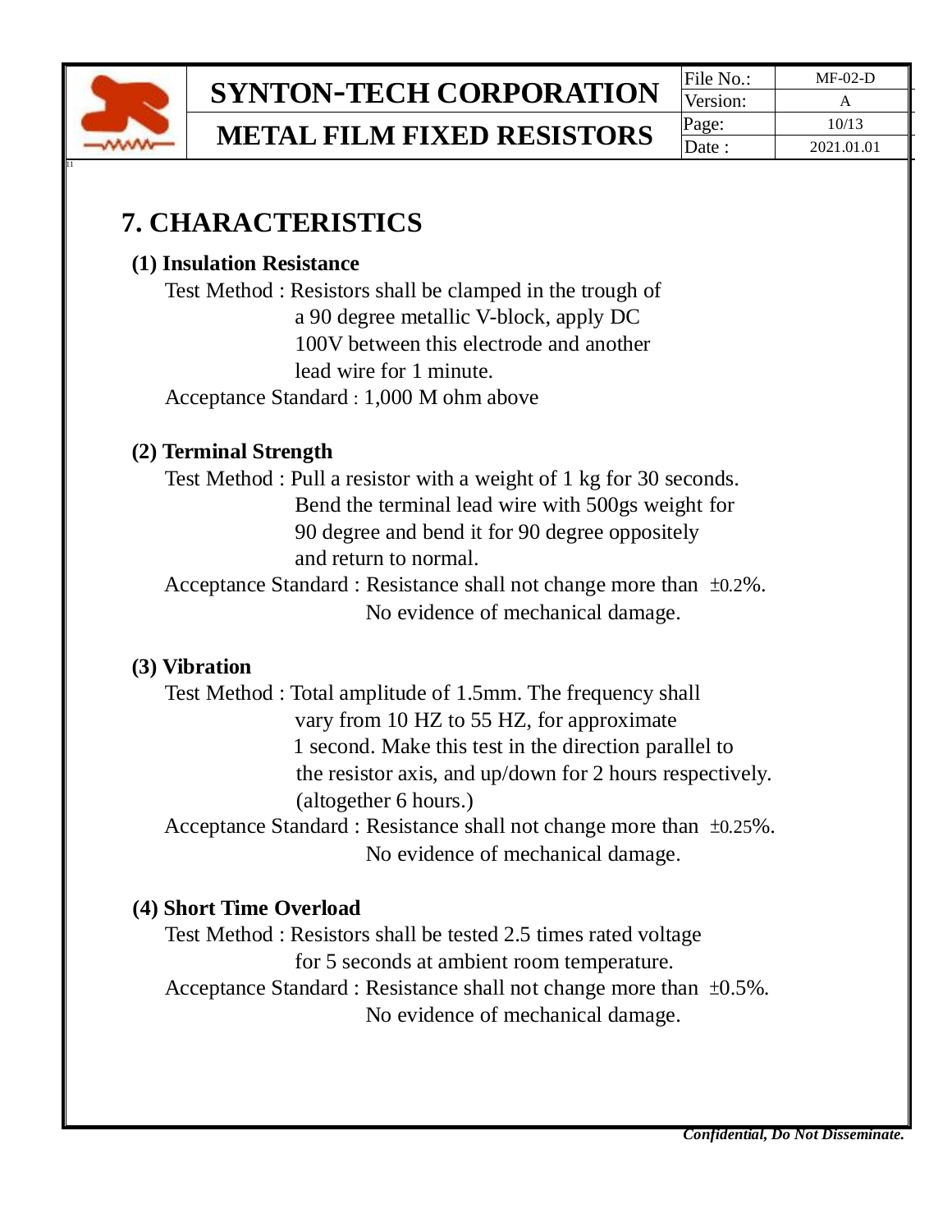# 7. CHARACTERISTICS

### (1) Insulation Resistance

Test Method : Resistors shall be clamped in the trough of a 90 degree metallic V-block, apply DC 100V between this electrode and another lead wire for 1 minute.

Acceptance Standard : 1,000 M ohm above

### (2) Terminal Strength

Test Method : Pull a resistor with a weight of 1 kg for 30 seconds. Bend the terminal lead wire with 500gs weight for 90 degree and bend it for 90 degree oppositely and return to normal.

Acceptance Standard : Resistance shall not change more than ±0.2%. No evidence of mechanical damage.

### (3) Vibration

Test Method : Total amplitude of 1.5mm. The frequency shall vary from 10 HZ to 55 HZ, for approximate 1 second. Make this test in the direction parallel to the resistor axis, and up/down for 2 hours respectively. (altogether 6 hours.)

Acceptance Standard : Resistance shall not change more than ±0.25%. No evidence of mechanical damage.

### (4) Short Time Overload

Test Method : Resistors shall be tested 2.5 times rated voltage for 5 seconds at ambient room temperature.

Acceptance Standard : Resistance shall not change more than ±0.5%. No evidence of mechanical damage.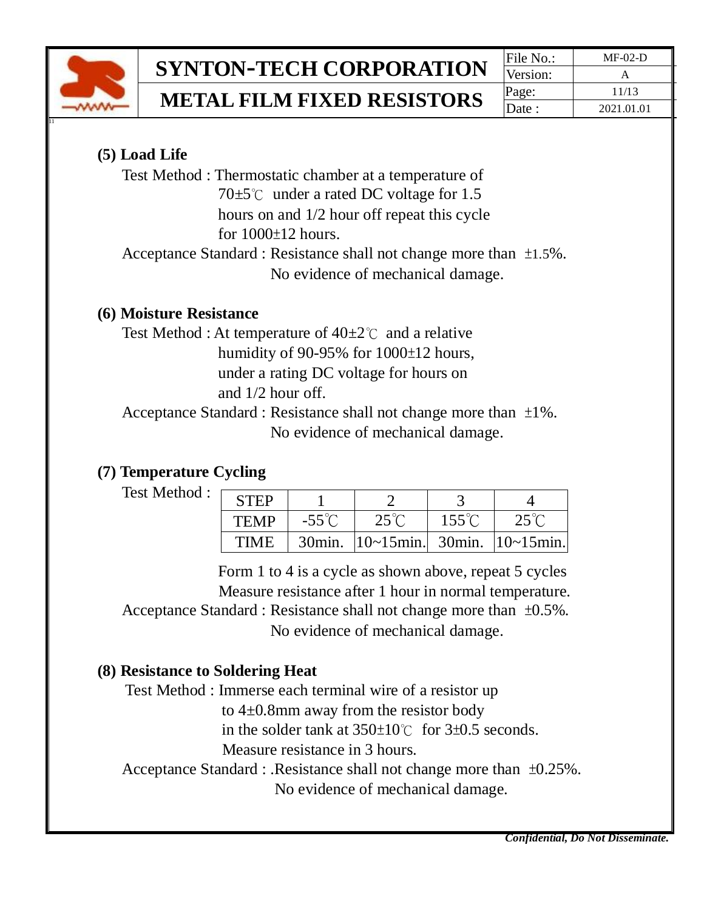**(5) Load Life**

Test Method : Thermostatic chamber at a temperature of 70±5℃ under a rated DC voltage for 1.5 hours on and 1/2 hour off repeat this cycle for 1000±12 hours.

Acceptance Standard : Resistance shall not change more than ±1.5%. No evidence of mechanical damage.

**(6) Moisture Resistance**

Test Method : At temperature of 40±2℃ and a relative humidity of 90-95% for 1000±12 hours, under a rating DC voltage for hours on and 1/2 hour off.

Acceptance Standard : Resistance shall not change more than ±1%. No evidence of mechanical damage.

**(7) Temperature Cycling**

Test Method :

| STEP | 1 | 2 | 3 | 4 |
|---|---|---|---|---|
| TEMP | -55℃ | 25℃ | 155℃ | 25℃ |
| TIME | 30min. | 10~15min. | 30min. | 10~15min. |

Form 1 to 4 is a cycle as shown above, repeat 5 cycles
Measure resistance after 1 hour in normal temperature.

Acceptance Standard : Resistance shall not change more than ±0.5%. No evidence of mechanical damage.

**(8) Resistance to Soldering Heat**

Test Method : Immerse each terminal wire of a resistor up to 4±0.8mm away from the resistor body in the solder tank at 350±10℃ for 3±0.5 seconds. Measure resistance in 3 hours.

Acceptance Standard : .Resistance shall not change more than ±0.25%. No evidence of mechanical damage.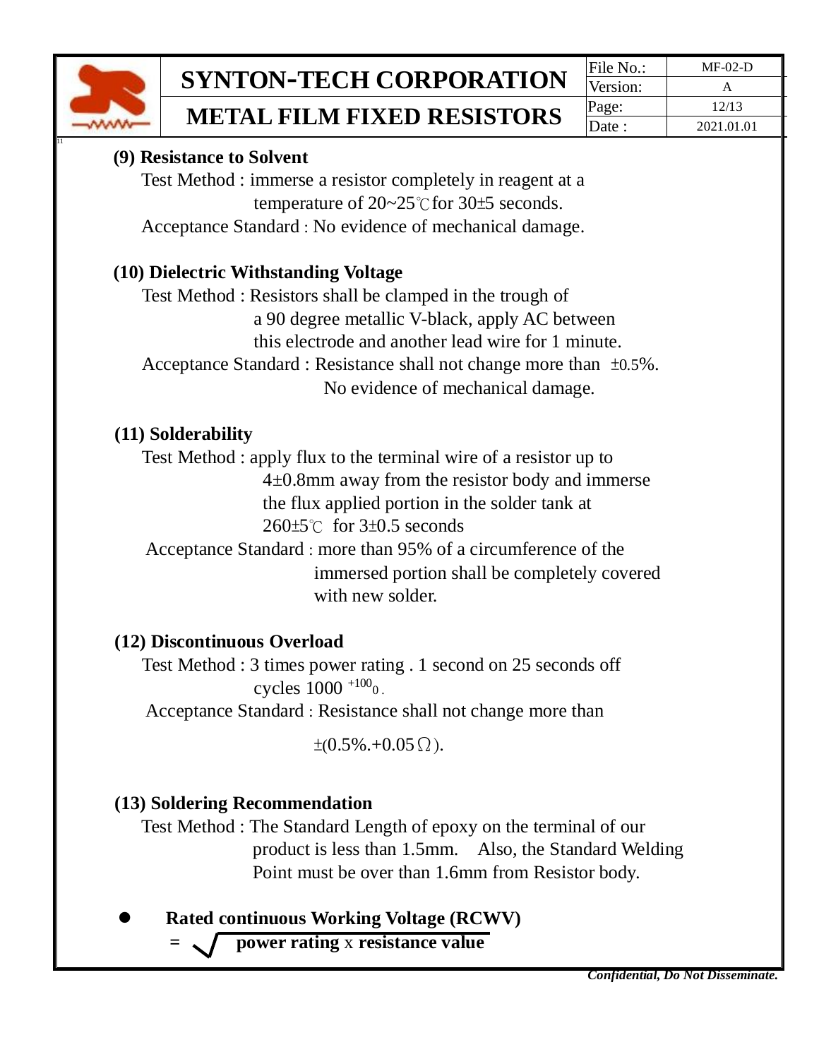### (9) Resistance to Solvent

Test Method : immerse a resistor completely in reagent at a temperature of 20~25℃ for 30±5 seconds.

Acceptance Standard : No evidence of mechanical damage.

### (10) Dielectric Withstanding Voltage

Test Method : Resistors shall be clamped in the trough of a 90 degree metallic V-black, apply AC between this electrode and another lead wire for 1 minute.

Acceptance Standard : Resistance shall not change more than ±0.5%. No evidence of mechanical damage.

### (11) Solderability

Test Method : apply flux to the terminal wire of a resistor up to 4±0.8mm away from the resistor body and immerse the flux applied portion in the solder tank at 260±5℃ for 3±0.5 seconds

Acceptance Standard : more than 95% of a circumference of the immersed portion shall be completely covered with new solder.

### (12) Discontinuous Overload

Test Method : 3 times power rating . 1 second on 25 seconds off cycles $1000^{+100}_{0}$.

Acceptance Standard : Resistance shall not change more than ±(0.5%.+0.05Ω).

### (13) Soldering Recommendation

Test Method : The Standard Length of epoxy on the terminal of our product is less than 1.5mm. Also, the Standard Welding Point must be over than 1.6mm from Resistor body.

- **Rated continuous Working Voltage (RCWV)**

  $= \sqrt{\textbf{power rating} \times \textbf{resistance value}}$

***Confidential, Do Not Disseminate.***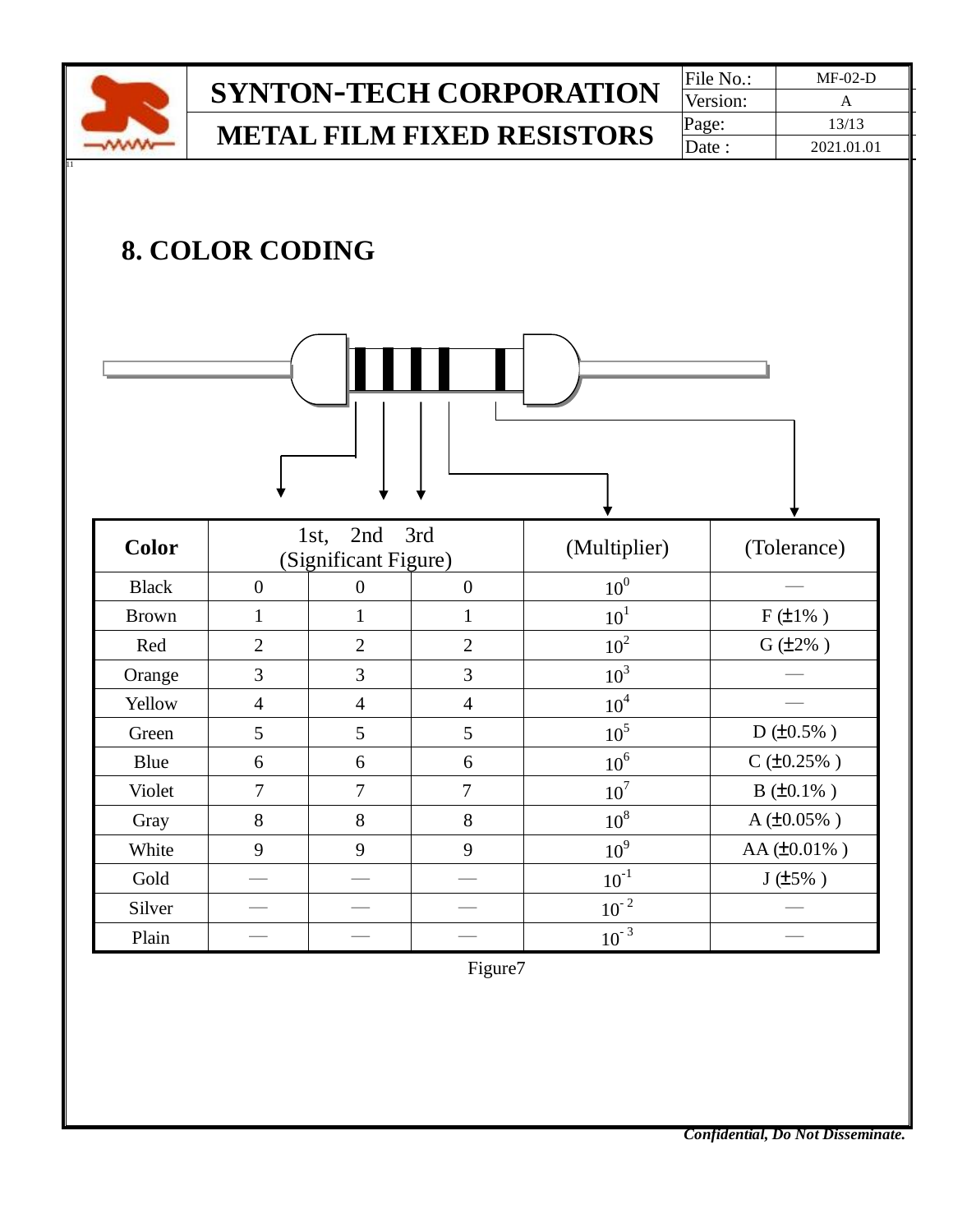## 8. COLOR CODING

| Color | 1st, 2nd 3rd (Significant Figure) | | | (Multiplier) | (Tolerance) |
|---|---|---|---|---|---|
| Black | 0 | 0 | 0 | $10^{0}$ | — |
| Brown | 1 | 1 | 1 | $10^{1}$ | F (±1% ) |
| Red | 2 | 2 | 2 | $10^{2}$ | G (±2% ) |
| Orange | 3 | 3 | 3 | $10^{3}$ | — |
| Yellow | 4 | 4 | 4 | $10^{4}$ | — |
| Green | 5 | 5 | 5 | $10^{5}$ | D (±0.5% ) |
| Blue | 6 | 6 | 6 | $10^{6}$ | C (±0.25% ) |
| Violet | 7 | 7 | 7 | $10^{7}$ | B (±0.1% ) |
| Gray | 8 | 8 | 8 | $10^{8}$ | A (±0.05% ) |
| White | 9 | 9 | 9 | $10^{9}$ | AA (±0.01% ) |
| Gold | — | — | — | $10^{-1}$ | J (±5% ) |
| Silver | — | — | — | $10^{-2}$ | — |
| Plain | — | — | — | $10^{-3}$ | — |

Figure7

*Confidential, Do Not Disseminate.*